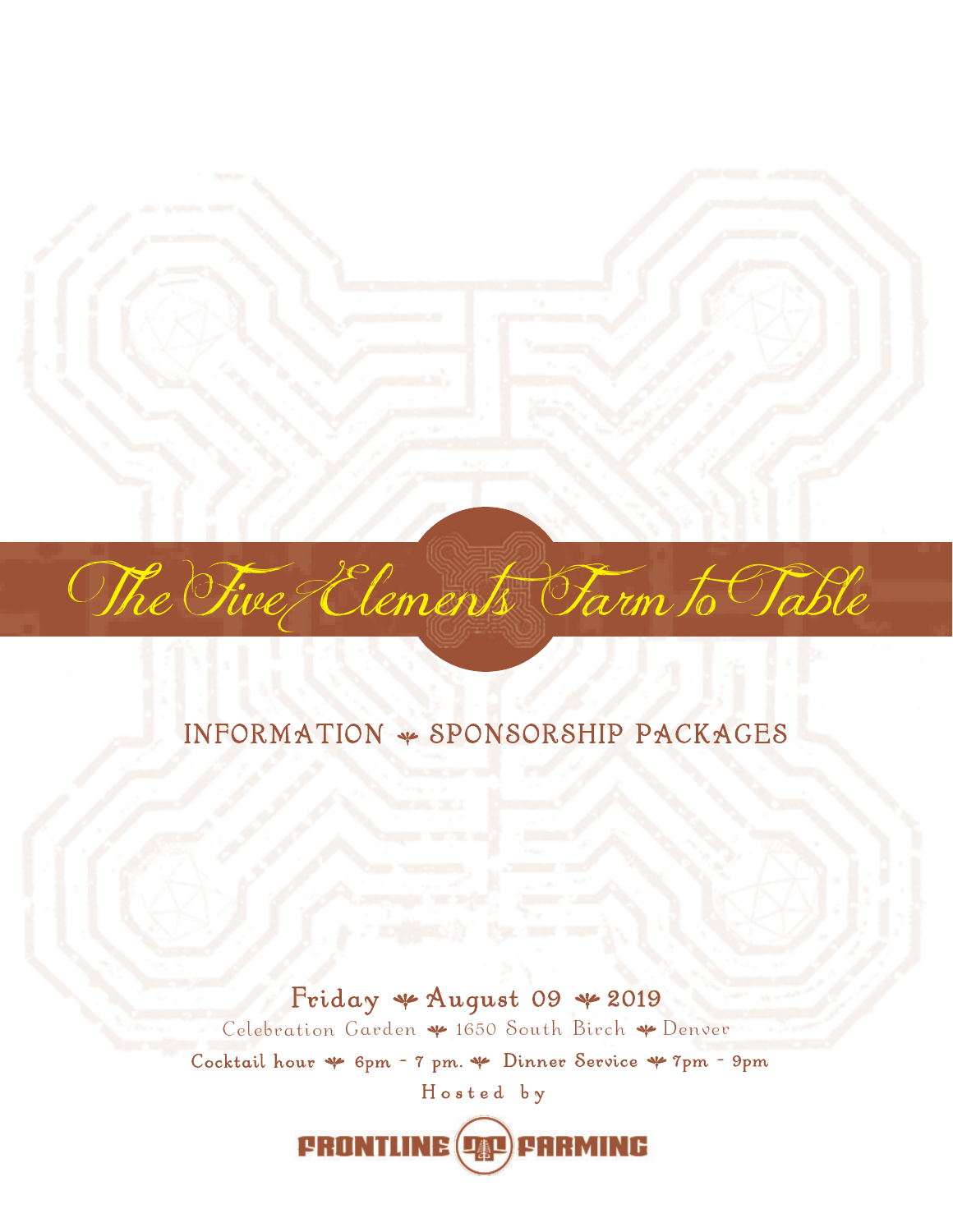# The Five Elements Farm to Table

## INFORMATION ❦ SPONSORSHIP PACKAGES

**Friday ❦ August 09 ❦ 2019**

Celebration Garden ❦ 1650 South Birch ❦ Denver

Cocktail hour ❦ 6pm - 7 pm. ❦ Dinner Service ❦ 7pm - 9pm

Hosted by

**FRONTLINE FARMING**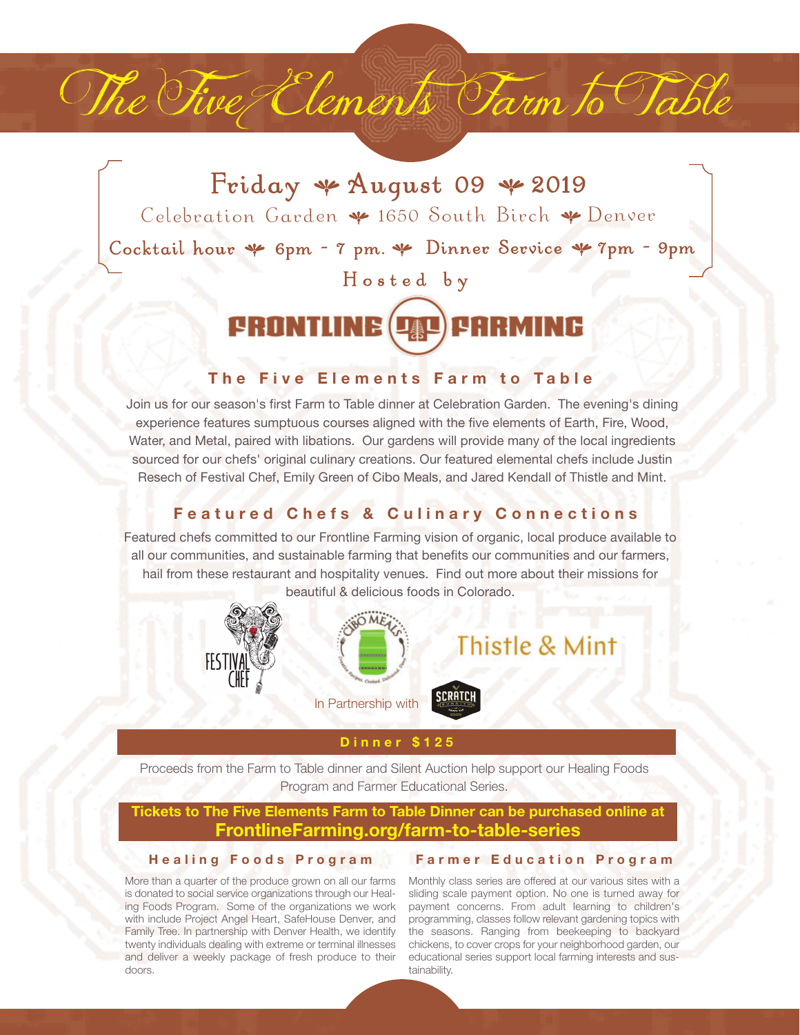# The Five Elements Farm to Table

Friday ❦ August 09 ❦ 2019

Celebration Garden ❦ 1650 South Birch ❦ Denver

Cocktail hour ❦ 6pm - 7 pm. ❦ Dinner Service ❦ 7pm - 9pm

Hosted by

FRONTLINE FARMING

## The Five Elements Farm to Table

Join us for our season's first Farm to Table dinner at Celebration Garden. The evening's dining experience features sumptuous courses aligned with the five elements of Earth, Fire, Wood, Water, and Metal, paired with libations. Our gardens will provide many of the local ingredients sourced for our chefs' original culinary creations. Our featured elemental chefs include Justin Resech of Festival Chef, Emily Green of Cibo Meals, and Jared Kendall of Thistle and Mint.

## Featured Chefs & Culinary Connections

Featured chefs committed to our Frontline Farming vision of organic, local produce available to all our communities, and sustainable farming that benefits our communities and our farmers, hail from these restaurant and hospitality venues. Find out more about their missions for beautiful & delicious foods in Colorado.

FESTIVAL CHEF

CIBO MEALS

Thistle & Mint

In Partnership with SCRATCH

**Dinner $125**

Proceeds from the Farm to Table dinner and Silent Auction help support our Healing Foods Program and Farmer Educational Series.

**Tickets to The Five Elements Farm to Table Dinner can be purchased online at FrontlineFarming.org/farm-to-table-series**

### Healing Foods Program

More than a quarter of the produce grown on all our farms is donated to social service organizations through our Healing Foods Program. Some of the organizations we work with include Project Angel Heart, SafeHouse Denver, and Family Tree. In partnership with Denver Health, we identify twenty individuals dealing with extreme or terminal illnesses and deliver a weekly package of fresh produce to their doors.

### Farmer Education Program

Monthly class series are offered at our various sites with a sliding scale payment option. No one is turned away for payment concerns. From adult learning to children's programming, classes follow relevant gardening topics with the seasons. Ranging from beekeeping to backyard chickens, to cover crops for your neighborhood garden, our educational series support local farming interests and sustainability.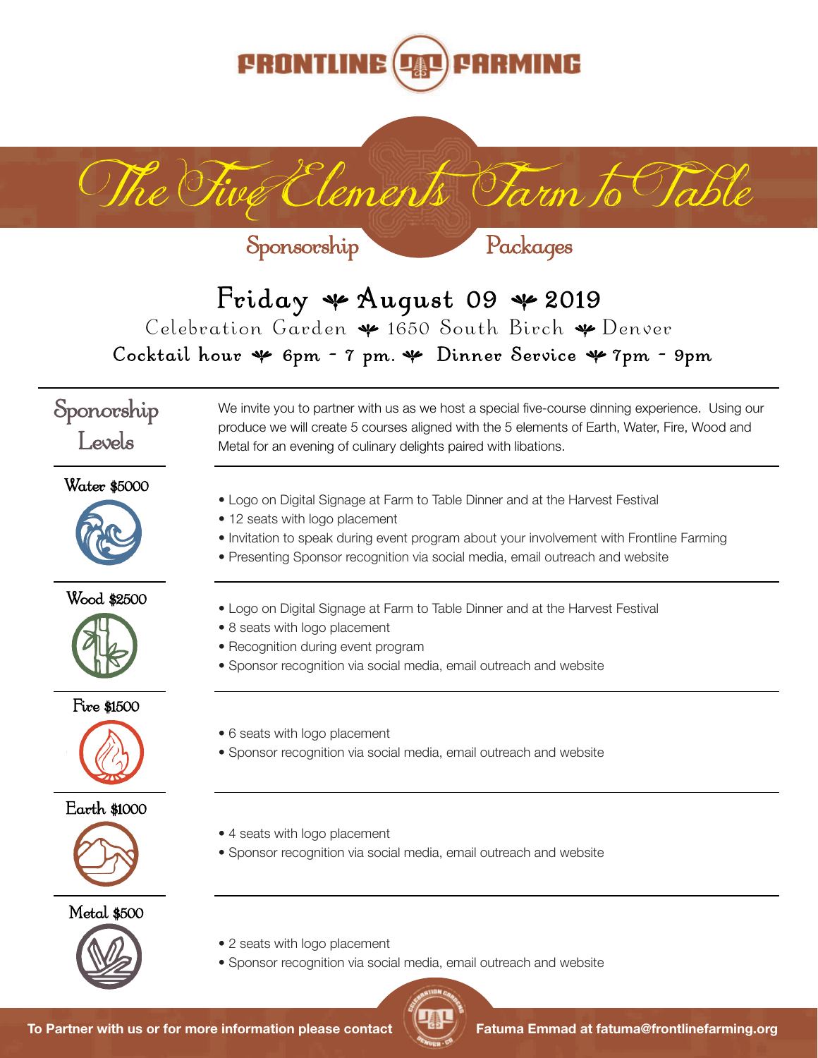# FRONTLINE FARMING

# The Five Elements Farm to Table

## Sponsorship Packages

### Friday ❦ August 09 ❦ 2019

Celebration Garden ❦ 1650 South Birch ❦ Denver

**Cocktail hour ❦ 6pm - 7 pm. ❦ Dinner Service ❦ 7pm - 9pm**

## Sponsorship Levels

We invite you to partner with us as we host a special five-course dinning experience. Using our produce we will create 5 courses aligned with the 5 elements of Earth, Water, Fire, Wood and Metal for an evening of culinary delights paired with libations.

### Water $5000

- Logo on Digital Signage at Farm to Table Dinner and at the Harvest Festival
- 12 seats with logo placement
- Invitation to speak during event program about your involvement with Frontline Farming
- Presenting Sponsor recognition via social media, email outreach and website

### Wood $2500

- Logo on Digital Signage at Farm to Table Dinner and at the Harvest Festival
- 8 seats with logo placement
- Recognition during event program
- Sponsor recognition via social media, email outreach and website

### Fire $1500

- 6 seats with logo placement
- Sponsor recognition via social media, email outreach and website

### Earth $1000

- 4 seats with logo placement
- Sponsor recognition via social media, email outreach and website

### Metal $500

- 2 seats with logo placement
- Sponsor recognition via social media, email outreach and website

**To Partner with us or for more information please contact Fatuma Emmad at fatuma@frontlinefarming.org**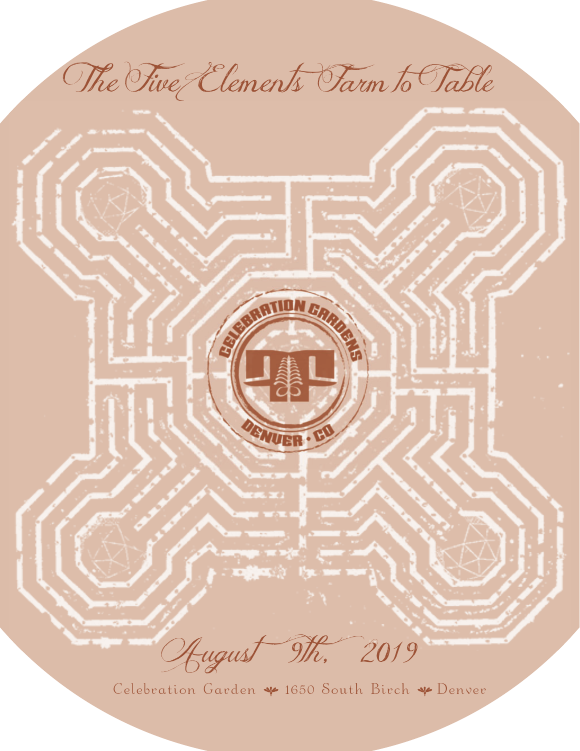# The Five Elements Farm to Table

CELEBRATION GARDENS

DENVER · CO

August 9th, 2019

Celebration Garden ❦ 1650 South Birch ❦ Denver